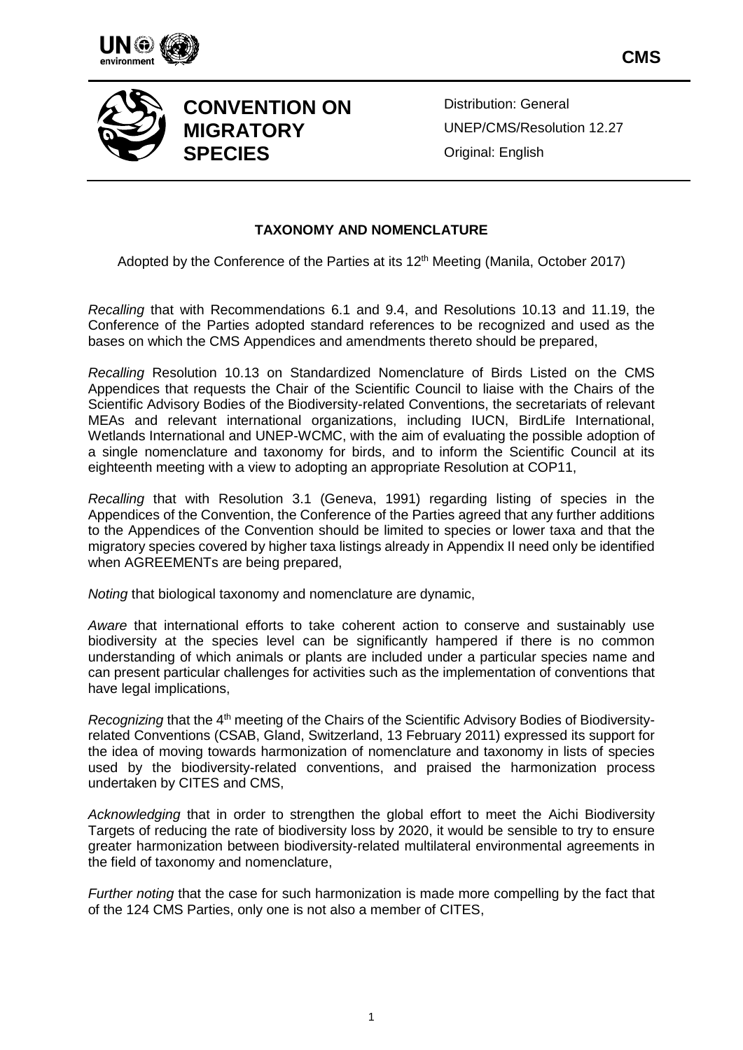CMS

# CONVENTION ON MIGRATORY SPECIES

Distribution: General
UNEP/CMS/Resolution 12.27
Original: English

## TAXONOMY AND NOMENCLATURE

Adopted by the Conference of the Parties at its 12th Meeting (Manila, October 2017)

*Recalling* that with Recommendations 6.1 and 9.4, and Resolutions 10.13 and 11.19, the Conference of the Parties adopted standard references to be recognized and used as the bases on which the CMS Appendices and amendments thereto should be prepared,

*Recalling* Resolution 10.13 on Standardized Nomenclature of Birds Listed on the CMS Appendices that requests the Chair of the Scientific Council to liaise with the Chairs of the Scientific Advisory Bodies of the Biodiversity-related Conventions, the secretariats of relevant MEAs and relevant international organizations, including IUCN, BirdLife International, Wetlands International and UNEP-WCMC, with the aim of evaluating the possible adoption of a single nomenclature and taxonomy for birds, and to inform the Scientific Council at its eighteenth meeting with a view to adopting an appropriate Resolution at COP11,

*Recalling* that with Resolution 3.1 (Geneva, 1991) regarding listing of species in the Appendices of the Convention, the Conference of the Parties agreed that any further additions to the Appendices of the Convention should be limited to species or lower taxa and that the migratory species covered by higher taxa listings already in Appendix II need only be identified when AGREEMENTs are being prepared,

*Noting* that biological taxonomy and nomenclature are dynamic,

*Aware* that international efforts to take coherent action to conserve and sustainably use biodiversity at the species level can be significantly hampered if there is no common understanding of which animals or plants are included under a particular species name and can present particular challenges for activities such as the implementation of conventions that have legal implications,

*Recognizing* that the 4th meeting of the Chairs of the Scientific Advisory Bodies of Biodiversity-related Conventions (CSAB, Gland, Switzerland, 13 February 2011) expressed its support for the idea of moving towards harmonization of nomenclature and taxonomy in lists of species used by the biodiversity-related conventions, and praised the harmonization process undertaken by CITES and CMS,

*Acknowledging* that in order to strengthen the global effort to meet the Aichi Biodiversity Targets of reducing the rate of biodiversity loss by 2020, it would be sensible to try to ensure greater harmonization between biodiversity-related multilateral environmental agreements in the field of taxonomy and nomenclature,

*Further noting* that the case for such harmonization is made more compelling by the fact that of the 124 CMS Parties, only one is not also a member of CITES,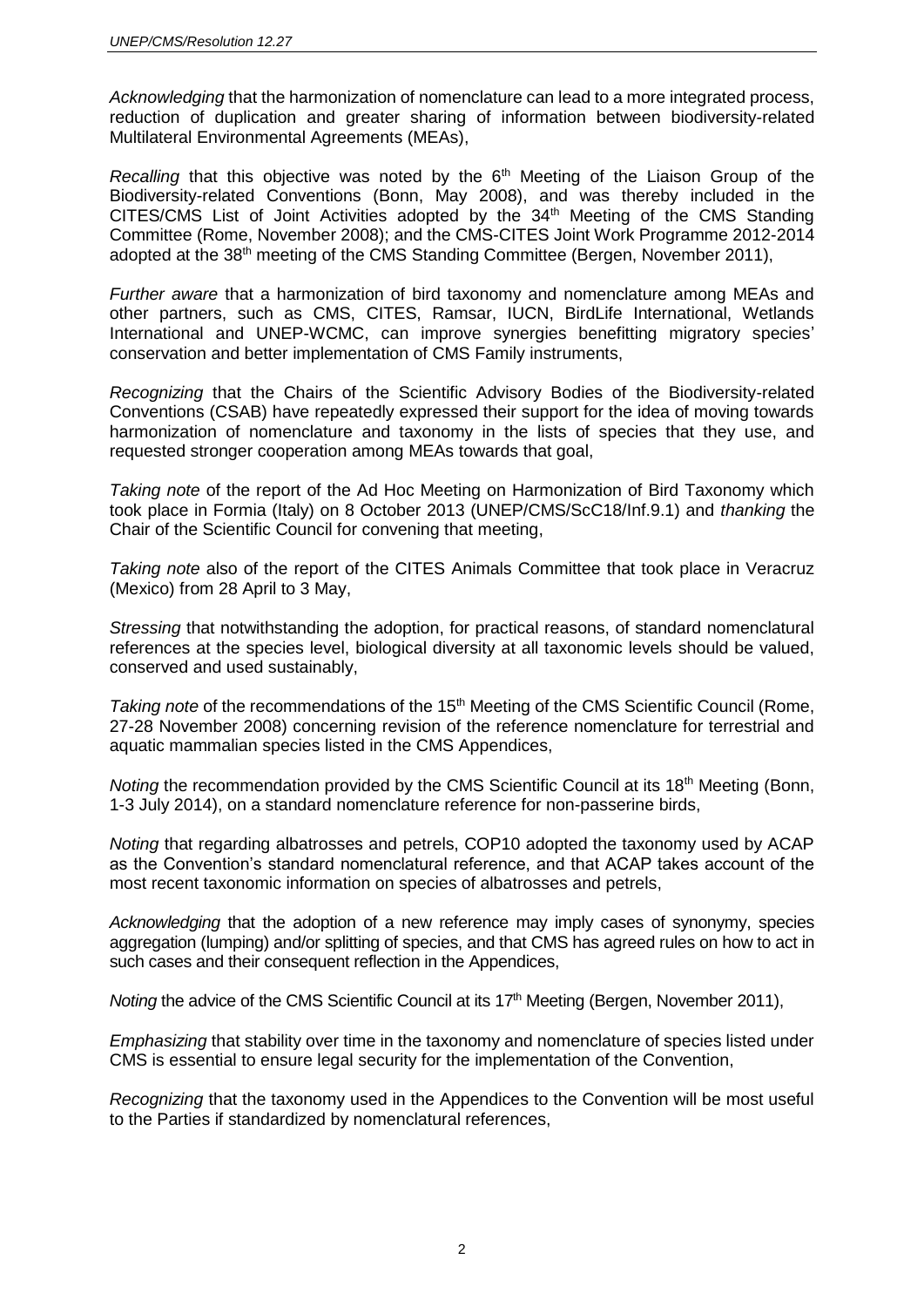*Acknowledging* that the harmonization of nomenclature can lead to a more integrated process, reduction of duplication and greater sharing of information between biodiversity-related Multilateral Environmental Agreements (MEAs),

*Recalling* that this objective was noted by the 6th Meeting of the Liaison Group of the Biodiversity-related Conventions (Bonn, May 2008), and was thereby included in the CITES/CMS List of Joint Activities adopted by the 34th Meeting of the CMS Standing Committee (Rome, November 2008); and the CMS-CITES Joint Work Programme 2012-2014 adopted at the 38th meeting of the CMS Standing Committee (Bergen, November 2011),

*Further aware* that a harmonization of bird taxonomy and nomenclature among MEAs and other partners, such as CMS, CITES, Ramsar, IUCN, BirdLife International, Wetlands International and UNEP-WCMC, can improve synergies benefitting migratory species' conservation and better implementation of CMS Family instruments,

*Recognizing* that the Chairs of the Scientific Advisory Bodies of the Biodiversity-related Conventions (CSAB) have repeatedly expressed their support for the idea of moving towards harmonization of nomenclature and taxonomy in the lists of species that they use, and requested stronger cooperation among MEAs towards that goal,

*Taking note* of the report of the Ad Hoc Meeting on Harmonization of Bird Taxonomy which took place in Formia (Italy) on 8 October 2013 (UNEP/CMS/ScC18/Inf.9.1) and *thanking* the Chair of the Scientific Council for convening that meeting,

*Taking note* also of the report of the CITES Animals Committee that took place in Veracruz (Mexico) from 28 April to 3 May,

*Stressing* that notwithstanding the adoption, for practical reasons, of standard nomenclatural references at the species level, biological diversity at all taxonomic levels should be valued, conserved and used sustainably,

*Taking note* of the recommendations of the 15th Meeting of the CMS Scientific Council (Rome, 27-28 November 2008) concerning revision of the reference nomenclature for terrestrial and aquatic mammalian species listed in the CMS Appendices,

*Noting* the recommendation provided by the CMS Scientific Council at its 18th Meeting (Bonn, 1-3 July 2014), on a standard nomenclature reference for non-passerine birds,

*Noting* that regarding albatrosses and petrels, COP10 adopted the taxonomy used by ACAP as the Convention's standard nomenclatural reference, and that ACAP takes account of the most recent taxonomic information on species of albatrosses and petrels,

*Acknowledging* that the adoption of a new reference may imply cases of synonymy, species aggregation (lumping) and/or splitting of species, and that CMS has agreed rules on how to act in such cases and their consequent reflection in the Appendices,

*Noting* the advice of the CMS Scientific Council at its 17th Meeting (Bergen, November 2011),

*Emphasizing* that stability over time in the taxonomy and nomenclature of species listed under CMS is essential to ensure legal security for the implementation of the Convention,

*Recognizing* that the taxonomy used in the Appendices to the Convention will be most useful to the Parties if standardized by nomenclatural references,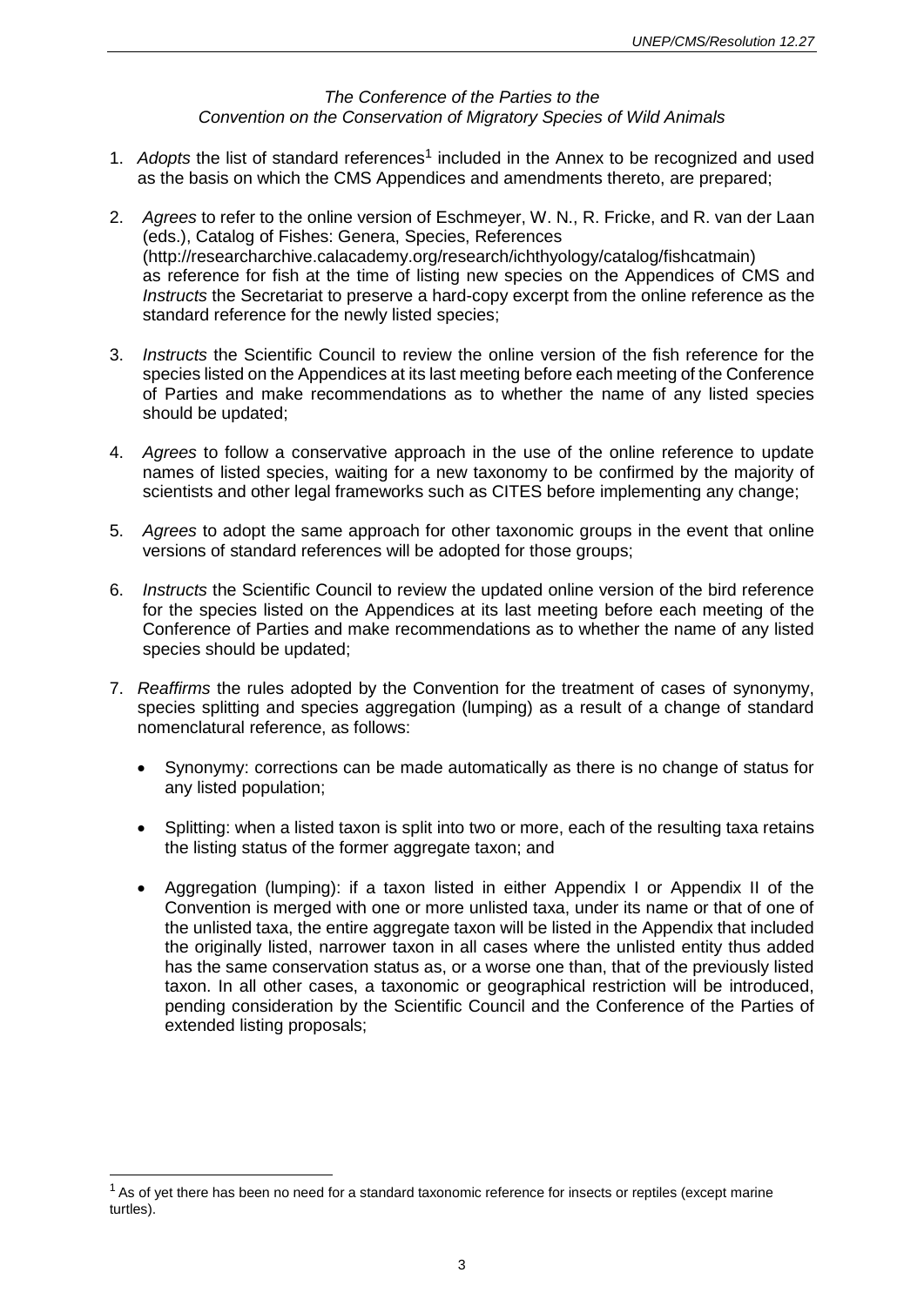*The Conference of the Parties to the*
*Convention on the Conservation of Migratory Species of Wild Animals*

1. *Adopts* the list of standard references[1] included in the Annex to be recognized and used as the basis on which the CMS Appendices and amendments thereto, are prepared;

2. *Agrees* to refer to the online version of Eschmeyer, W. N., R. Fricke, and R. van der Laan (eds.), Catalog of Fishes: Genera, Species, References (http://researcharchive.calacademy.org/research/ichthyology/catalog/fishcatmain) as reference for fish at the time of listing new species on the Appendices of CMS and *Instructs* the Secretariat to preserve a hard-copy excerpt from the online reference as the standard reference for the newly listed species;

3. *Instructs* the Scientific Council to review the online version of the fish reference for the species listed on the Appendices at its last meeting before each meeting of the Conference of Parties and make recommendations as to whether the name of any listed species should be updated;

4. *Agrees* to follow a conservative approach in the use of the online reference to update names of listed species, waiting for a new taxonomy to be confirmed by the majority of scientists and other legal frameworks such as CITES before implementing any change;

5. *Agrees* to adopt the same approach for other taxonomic groups in the event that online versions of standard references will be adopted for those groups;

6. *Instructs* the Scientific Council to review the updated online version of the bird reference for the species listed on the Appendices at its last meeting before each meeting of the Conference of Parties and make recommendations as to whether the name of any listed species should be updated;

7. *Reaffirms* the rules adopted by the Convention for the treatment of cases of synonymy, species splitting and species aggregation (lumping) as a result of a change of standard nomenclatural reference, as follows:

   - Synonymy: corrections can be made automatically as there is no change of status for any listed population;

   - Splitting: when a listed taxon is split into two or more, each of the resulting taxa retains the listing status of the former aggregate taxon; and

   - Aggregation (lumping): if a taxon listed in either Appendix I or Appendix II of the Convention is merged with one or more unlisted taxa, under its name or that of one of the unlisted taxa, the entire aggregate taxon will be listed in the Appendix that included the originally listed, narrower taxon in all cases where the unlisted entity thus added has the same conservation status as, or a worse one than, that of the previously listed taxon. In all other cases, a taxonomic or geographical restriction will be introduced, pending consideration by the Scientific Council and the Conference of the Parties of extended listing proposals;

[1] As of yet there has been no need for a standard taxonomic reference for insects or reptiles (except marine turtles).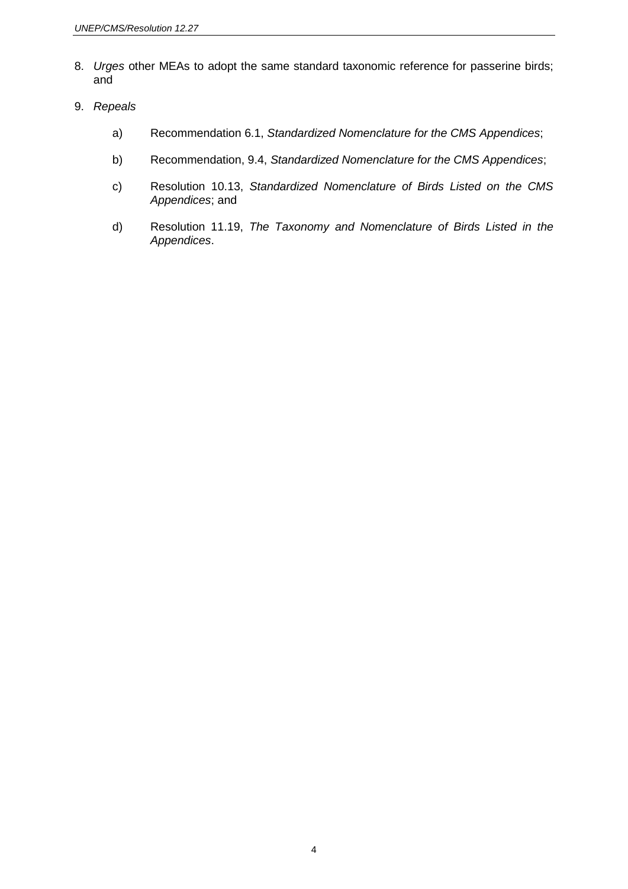8. *Urges* other MEAs to adopt the same standard taxonomic reference for passerine birds; and

9. *Repeals*

    a) Recommendation 6.1, *Standardized Nomenclature for the CMS Appendices*;

    b) Recommendation, 9.4, *Standardized Nomenclature for the CMS Appendices*;

    c) Resolution 10.13, *Standardized Nomenclature of Birds Listed on the CMS Appendices*; and

    d) Resolution 11.19, *The Taxonomy and Nomenclature of Birds Listed in the Appendices*.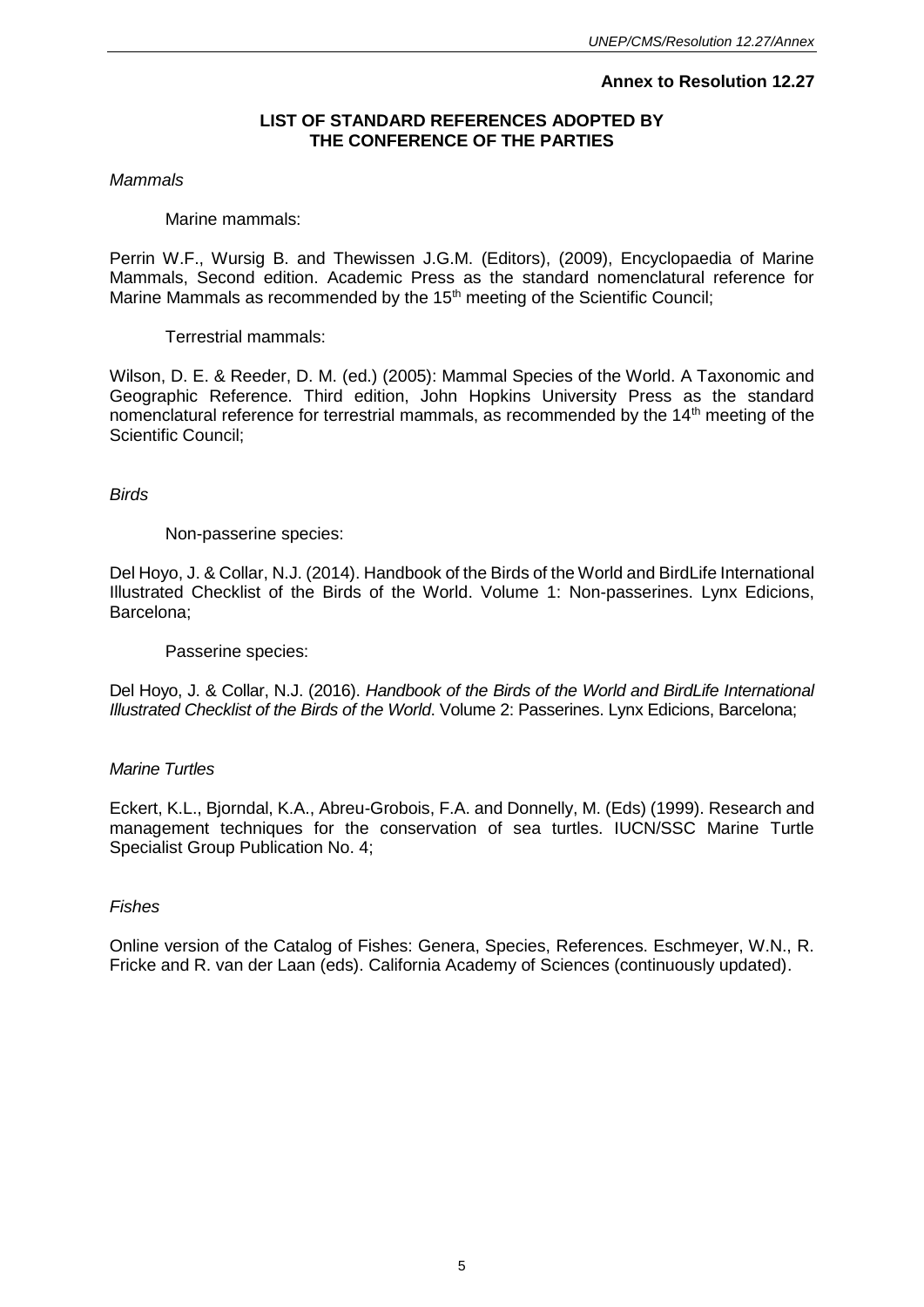**Annex to Resolution 12.27**

## LIST OF STANDARD REFERENCES ADOPTED BY THE CONFERENCE OF THE PARTIES

*Mammals*

Marine mammals:

Perrin W.F., Wursig B. and Thewissen J.G.M. (Editors), (2009), Encyclopaedia of Marine Mammals, Second edition. Academic Press as the standard nomenclatural reference for Marine Mammals as recommended by the 15th meeting of the Scientific Council;

Terrestrial mammals:

Wilson, D. E. & Reeder, D. M. (ed.) (2005): Mammal Species of the World. A Taxonomic and Geographic Reference. Third edition, John Hopkins University Press as the standard nomenclatural reference for terrestrial mammals, as recommended by the 14th meeting of the Scientific Council;

*Birds*

Non-passerine species:

Del Hoyo, J. & Collar, N.J. (2014). Handbook of the Birds of the World and BirdLife International Illustrated Checklist of the Birds of the World. Volume 1: Non-passerines. Lynx Edicions, Barcelona;

Passerine species:

Del Hoyo, J. & Collar, N.J. (2016). *Handbook of the Birds of the World and BirdLife International Illustrated Checklist of the Birds of the World*. Volume 2: Passerines. Lynx Edicions, Barcelona;

*Marine Turtles*

Eckert, K.L., Bjorndal, K.A., Abreu-Grobois, F.A. and Donnelly, M. (Eds) (1999). Research and management techniques for the conservation of sea turtles. IUCN/SSC Marine Turtle Specialist Group Publication No. 4;

*Fishes*

Online version of the Catalog of Fishes: Genera, Species, References. Eschmeyer, W.N., R. Fricke and R. van der Laan (eds). California Academy of Sciences (continuously updated).